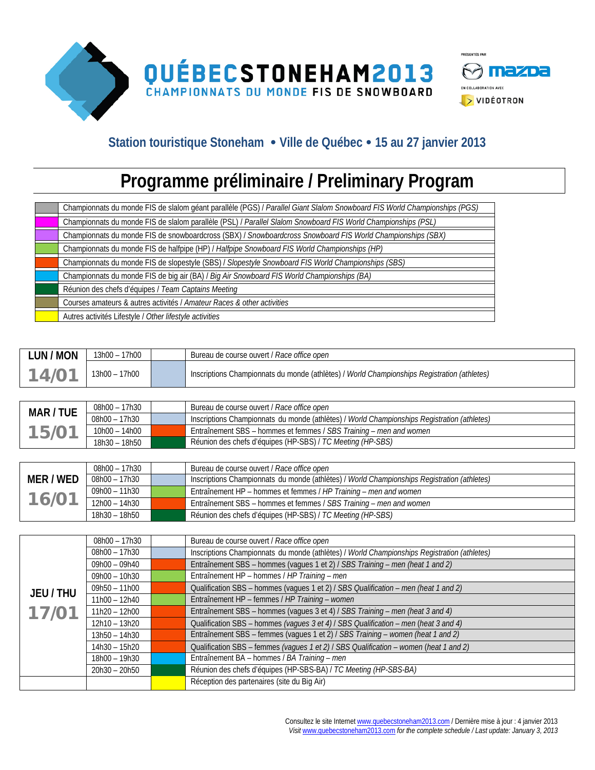# QUÉBECSTONEHAM2013

## CHAMPIONNATS DU MONDE FIS DE SNOWBOARD

PRÉSENTÉS PAR mazda

EN COLLABORATION AVEC VIDÉOTRON

### Station touristique Stoneham • Ville de Québec • 15 au 27 janvier 2013

# Programme préliminaire / Preliminary Program

| Couleur | Légende / Legend |
|---|---|
| Gris | Championnats du monde FIS de slalom géant parallèle (PGS) / *Parallel Giant Slalom Snowboard FIS World Championships (PGS)* |
| Magenta | Championnats du monde FIS de slalom parallèle (PSL) / *Parallel Slalom Snowboard FIS World Championships (PSL)* |
| Violet | Championnats du monde FIS de snowboardcross (SBX) / *Snowboardcross Snowboard FIS World Championships (SBX)* |
| Vert clair | Championnats du monde FIS de halfpipe (HP) / *Halfpipe Snowboard FIS World Championships (HP)* |
| Orange | Championnats du monde FIS de slopestyle (SBS) / *Slopestyle Snowboard FIS World Championships (SBS)* |
| Bleu | Championnats du monde FIS de big air (BA) / *Big Air Snowboard FIS World Championships (BA)* |
| Vert foncé | Réunion des chefs d'équipes / *Team Captains Meeting* |
| Kaki | Courses amateurs & autres activités / *Amateur Races & other activities* |
| Jaune | Autres activités Lifestyle / *Other lifestyle activities* |

| LUN / MON 14/01 | Heure | Couleur | Activité |
|---|---|---|---|
| | 13h00 – 17h00 | | Bureau de course ouvert / *Race office open* |
| | 13h00 – 17h00 | Bleu pâle | Inscriptions Championnats du monde (athlètes) / *World Championships Registration (athletes)* |

| MAR / TUE 15/01 | Heure | Couleur | Activité |
|---|---|---|---|
| | 08h00 – 17h30 | | Bureau de course ouvert / *Race office open* |
| | 08h00 – 17h30 | Bleu pâle | Inscriptions Championnats du monde (athlètes) / *World Championships Registration (athletes)* |
| | 10h00 – 14h00 | Orange | Entraînement SBS – hommes et femmes / *SBS Training – men and women* |
| | 18h30 – 18h50 | Vert foncé | Réunion des chefs d'équipes (HP-SBS) / *TC Meeting (HP-SBS)* |

| MER / WED 16/01 | Heure | Couleur | Activité |
|---|---|---|---|
| | 08h00 – 17h30 | | Bureau de course ouvert / *Race office open* |
| | 08h00 – 17h30 | Bleu pâle | Inscriptions Championnats du monde (athlètes) / *World Championships Registration (athletes)* |
| | 09h00 – 11h30 | Vert clair | Entraînement HP – hommes et femmes / *HP Training – men and women* |
| | 12h00 – 14h30 | Orange | Entraînement SBS – hommes et femmes / *SBS Training – men and women* |
| | 18h30 – 18h50 | Vert foncé | Réunion des chefs d'équipes (HP-SBS) / *TC Meeting (HP-SBS)* |

| JEU / THU 17/01 | Heure | Couleur | Activité |
|---|---|---|---|
| | 08h00 – 17h30 | | Bureau de course ouvert / *Race office open* |
| | 08h00 – 17h30 | Bleu pâle | Inscriptions Championnats du monde (athlètes) / *World Championships Registration (athletes)* |
| | 09h00 – 09h40 | Orange | Entraînement SBS – hommes (vagues 1 et 2) / *SBS Training – men (heat 1 and 2)* |
| | 09h00 – 10h30 | Vert clair | Entraînement HP – hommes / *HP Training – men* |
| | 09h50 – 11h00 | Orange | Qualification SBS – hommes (vagues 1 et 2) / *SBS Qualification – men (heat 1 and 2)* |
| | 11h00 – 12h40 | Vert clair | Entraînement HP – femmes / *HP Training – women* |
| | 11h20 – 12h00 | Orange | Entraînement SBS – hommes (vagues 3 et 4) / *SBS Training – men (heat 3 and 4)* |
| | 12h10 – 13h20 | Orange | Qualification SBS – hommes *(vagues 3 et 4)* / *SBS Qualification – men (heat 3 and 4)* |
| | 13h50 – 14h30 | Orange | Entraînement SBS – femmes (vagues 1 et 2) / *SBS Training – women (heat 1 and 2)* |
| | 14h30 – 15h20 | Orange | Qualification SBS – femmes *(vagues 1 et 2)* / *SBS Qualification – women (heat 1 and 2)* |
| | 18h00 – 19h30 | Bleu | Entraînement BA – hommes / *BA Training – men* |
| | 20h30 – 20h50 | Vert foncé | Réunion des chefs d'équipes (HP-SBS-BA) / *TC Meeting (HP-SBS-BA)* |
| | | Jaune | Réception des partenaires (site du Big Air) |

Consultez le site Internet www.quebecstoneham2013.com / Dernière mise à jour : 4 janvier 2013
*Visit www.quebecstoneham2013.com for the complete schedule / Last update: January 3, 2013*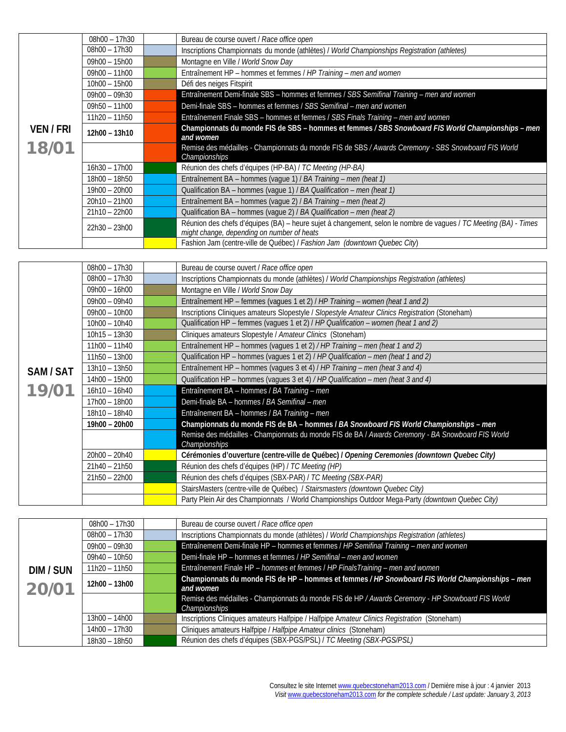| VEN / FRI 18/01 | | | |
|---|---|---|---|
| | 08h00 – 17h30 | | Bureau de course ouvert / *Race office open* |
| | 08h00 – 17h30 | | Inscriptions Championnats du monde (athlètes) / *World Championships Registration (athletes)* |
| | 09h00 – 15h00 | | Montagne en Ville / *World Snow Day* |
| | 09h00 – 11h00 | | Entraînement HP – hommes et femmes / *HP Training – men and women* |
| | 10h00 – 15h00 | | Défi des neiges Fitspirit |
| | 09h00 – 09h30 | | Entraînement Demi-finale SBS – hommes et femmes / *SBS Semifinal Training – men and women* |
| | 09h50 – 11h00 | | Demi-finale SBS – hommes et femmes / *SBS Semifinal – men and women* |
| | 11h20 – 11h50 | | Entraînement Finale SBS – hommes et femmes / *SBS Finals Training – men and women* |
| | **12h00 – 13h10** | | **Championnats du monde FIS de SBS – hommes et femmes / *SBS Snowboard FIS World Championships – men and women*** |
| | | | Remise des médailles - Championnats du monde FIS de SBS / *Awards Ceremony - SBS Snowboard FIS World Championships* |
| | 16h30 – 17h00 | | Réunion des chefs d'équipes (HP-BA) / *TC Meeting (HP-BA)* |
| | 18h00 – 18h50 | | Entraînement BA – hommes (vague 1) / *BA Training – men (heat 1)* |
| | 19h00 – 20h00 | | Qualification BA – hommes (vague 1) / *BA Qualification – men (heat 1)* |
| | 20h10 – 21h00 | | Entraînement BA – hommes (vague 2) / *BA Training – men (heat 2)* |
| | 21h10 – 22h00 | | Qualification BA – hommes (vague 2) / *BA Qualification – men (heat 2)* |
| | 22h30 – 23h00 | | Réunion des chefs d'équipes (BA) – heure sujet à changement, selon le nombre de vagues / *TC Meeting (BA) - Times might change, depending on number of heats* |
| | | | Fashion Jam (centre-ville de Québec) / *Fashion Jam (downtown Quebec City)* |

| SAM / SAT 19/01 | | | |
|---|---|---|---|
| | 08h00 – 17h30 | | Bureau de course ouvert / *Race office open* |
| | 08h00 – 17h30 | | Inscriptions Championnats du monde (athlètes) / *World Championships Registration (athletes)* |
| | 09h00 – 16h00 | | Montagne en Ville / *World Snow Day* |
| | 09h00 – 09h40 | | Entraînement HP – femmes (vagues 1 et 2) / *HP Training – women (heat 1 and 2)* |
| | 09h00 – 10h00 | | Inscriptions Cliniques amateurs Slopestyle / *Slopestyle Amateur Clinics Registration* (Stoneham) |
| | 10h00 – 10h40 | | Qualification HP – femmes (vagues 1 et 2) / *HP Qualification – women (heat 1 and 2)* |
| | 10h15 – 13h30 | | Cliniques amateurs Slopestyle / *Amateur Clinics* (Stoneham) |
| | 11h00 – 11h40 | | Entraînement HP – hommes (vagues 1 et 2) / *HP Training – men (heat 1 and 2)* |
| | 11h50 – 13h00 | | Qualification HP – hommes (vagues 1 et 2) / *HP Qualification – men (heat 1 and 2)* |
| | 13h10 – 13h50 | | Entraînement HP – hommes (vagues 3 et 4) / *HP Training – men (heat 3 and 4)* |
| | 14h00 – 15h00 | | Qualification HP – hommes (vagues 3 et 4) / *HP Qualification – men (heat 3 and 4)* |
| | 16h10 – 16h40 | | Entraînement BA – hommes / *BA Training – men* |
| | 17h00 – 18h00 | | Demi-finale BA – hommes / *BA Semifinal – men* |
| | 18h10 – 18h40 | | Entraînement BA – hommes / *BA Training – men* |
| | **19h00 – 20h00** | | **Championnats du monde FIS de BA – hommes / *BA Snowboard FIS World Championships – men*** |
| | | | Remise des médailles - Championnats du monde FIS de BA / *Awards Ceremony - BA Snowboard FIS World Championships* |
| | 20h00 – 20h40 | | **Cérémonies d'ouverture (centre-ville de Québec) / *Opening Ceremonies (downtown Quebec City)*** |
| | 21h40 – 21h50 | | Réunion des chefs d'équipes (HP) / *TC Meeting (HP)* |
| | 21h50 – 22h00 | | Réunion des chefs d'équipes (SBX-PAR) / *TC Meeting (SBX-PAR)* |
| | | | StairsMasters (centre-ville de Québec) / *Stairsmasters (downtown Quebec City)* |
| | | | Party Plein Air des Championnats / World Championships Outdoor Mega-Party *(downtown Quebec City)* |

| DIM / SUN 20/01 | | | |
|---|---|---|---|
| | 08h00 – 17h30 | | Bureau de course ouvert / *Race office open* |
| | 08h00 – 17h30 | | Inscriptions Championnats du monde (athlètes) / *World Championships Registration (athletes)* |
| | 09h00 – 09h30 | | Entraînement Demi-finale HP – hommes et femmes / *HP Semifinal Training – men and women* |
| | 09h40 – 10h50 | | Demi-finale HP – hommes et femmes / *HP Semifinal – men and women* |
| | 11h20 – 11h50 | | Entraînement Finale HP – *hommes et femmes / HP FinalsTraining – men and women* |
| | **12h00 – 13h00** | | **Championnats du monde FIS de HP – hommes et femmes / *HP Snowboard FIS World Championships – men and women*** |
| | | | Remise des médailles - Championnats du monde FIS de HP / *Awards Ceremony - HP Snowboard FIS World Championships* |
| | 13h00 – 14h00 | | Inscriptions Cliniques amateurs Halfpipe / Halfpipe *Amateur Clinics Registration* (Stoneham) |
| | 14h00 – 17h30 | | Cliniques amateurs Halfpipe / *Halfpipe Amateur clinics* (Stoneham) |
| | 18h30 – 18h50 | | Réunion des chefs d'équipes (SBX-PGS/PSL) / *TC Meeting (SBX-PGS/PSL)* |

Consultez le site Internet www.quebecstoneham2013.com / Dernière mise à jour : 4 janvier 2013
*Visit www.quebecstoneham2013.com for the complete schedule / Last update: January 3, 2013*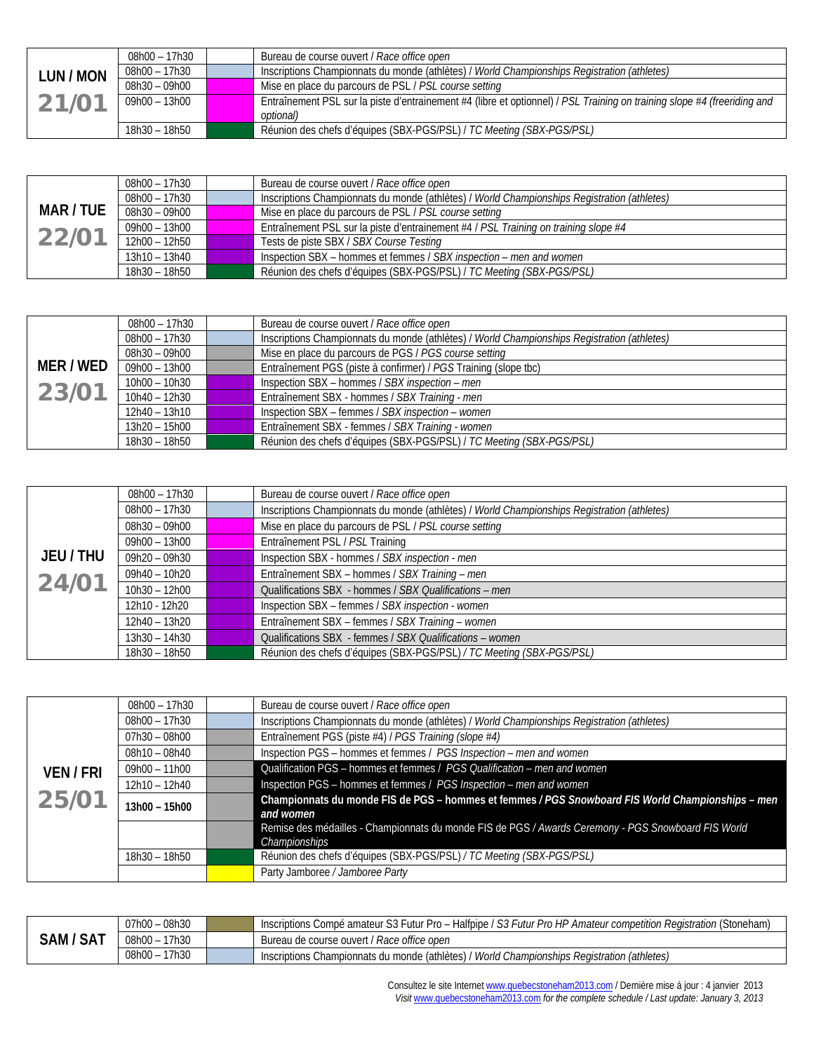| LUN / MON 21/01 | 08h00 – 17h30 | | Bureau de course ouvert / *Race office open* |
|---|---|---|---|
| | 08h00 – 17h30 | | Inscriptions Championnats du monde (athlètes) / *World Championships Registration (athletes)* |
| | 08h30 – 09h00 | | Mise en place du parcours de PSL / *PSL course setting* |
| | 09h00 – 13h00 | | Entraînement PSL sur la piste d'entrainement #4 (libre et optionnel) / *PSL Training on training slope #4 (freeriding and optional)* |
| | 18h30 – 18h50 | | Réunion des chefs d'équipes (SBX-PGS/PSL) / *TC Meeting (SBX-PGS/PSL)* |

| MAR / TUE 22/01 | 08h00 – 17h30 | | Bureau de course ouvert / *Race office open* |
|---|---|---|---|
| | 08h00 – 17h30 | | Inscriptions Championnats du monde (athlètes) / *World Championships Registration (athletes)* |
| | 08h30 – 09h00 | | Mise en place du parcours de PSL / *PSL course setting* |
| | 09h00 – 13h00 | | Entraînement PSL sur la piste d'entrainement #4 / *PSL Training on training slope #4* |
| | 12h00 – 12h50 | | Tests de piste SBX / *SBX Course Testing* |
| | 13h10 – 13h40 | | Inspection SBX – hommes et femmes / *SBX inspection – men and women* |
| | 18h30 – 18h50 | | Réunion des chefs d'équipes (SBX-PGS/PSL) / *TC Meeting (SBX-PGS/PSL)* |

| MER / WED 23/01 | 08h00 – 17h30 | | Bureau de course ouvert / *Race office open* |
|---|---|---|---|
| | 08h00 – 17h30 | | Inscriptions Championnats du monde (athlètes) / *World Championships Registration (athletes)* |
| | 08h30 – 09h00 | | Mise en place du parcours de PGS / *PGS course setting* |
| | 09h00 – 13h00 | | Entraînement PGS (piste à confirmer) / *PGS* Training (slope tbc) |
| | 10h00 – 10h30 | | Inspection SBX – hommes / *SBX inspection – men* |
| | 10h40 – 12h30 | | Entraînement SBX - hommes / *SBX Training - men* |
| | 12h40 – 13h10 | | Inspection SBX – femmes / *SBX inspection – women* |
| | 13h20 – 15h00 | | Entraînement SBX - femmes / *SBX Training - women* |
| | 18h30 – 18h50 | | Réunion des chefs d'équipes (SBX-PGS/PSL) / *TC Meeting (SBX-PGS/PSL)* |

| JEU / THU 24/01 | 08h00 – 17h30 | | Bureau de course ouvert / *Race office open* |
|---|---|---|---|
| | 08h00 – 17h30 | | Inscriptions Championnats du monde (athlètes) / *World Championships Registration (athletes)* |
| | 08h30 – 09h00 | | Mise en place du parcours de PSL / *PSL course setting* |
| | 09h00 – 13h00 | | Entraînement PSL / *PSL* Training |
| | 09h20 – 09h30 | | Inspection SBX - hommes / *SBX inspection - men* |
| | 09h40 – 10h20 | | Entraînement SBX – hommes / *SBX Training – men* |
| | 10h30 – 12h00 | | Qualifications SBX - hommes / *SBX Qualifications – men* |
| | 12h10 - 12h20 | | Inspection SBX – femmes / *SBX inspection - women* |
| | 12h40 – 13h20 | | Entraînement SBX – femmes / *SBX Training – women* |
| | 13h30 – 14h30 | | Qualifications SBX - femmes / *SBX Qualifications – women* |
| | 18h30 – 18h50 | | Réunion des chefs d'équipes (SBX-PGS/PSL) / *TC Meeting (SBX-PGS/PSL)* |

| VEN / FRI 25/01 | 08h00 – 17h30 | | Bureau de course ouvert / *Race office open* |
|---|---|---|---|
| | 08h00 – 17h30 | | Inscriptions Championnats du monde (athlètes) / *World Championships Registration (athletes)* |
| | 07h30 – 08h00 | | Entraînement PGS (piste #4) / *PGS Training (slope #4)* |
| | 08h10 – 08h40 | | Inspection PGS – hommes et femmes / *PGS Inspection – men and women* |
| | 09h00 – 11h00 | | Qualification PGS – hommes et femmes / *PGS Qualification – men and women* |
| | 12h10 – 12h40 | | Inspection PGS – hommes et femmes / *PGS Inspection – men and women* |
| | **13h00 – 15h00** | | **Championnats du monde FIS de PGS – hommes et femmes / *PGS Snowboard FIS World Championships – men and women*** |
| | | | Remise des médailles - Championnats du monde FIS de PGS / *Awards Ceremony - PGS Snowboard FIS World Championships* |
| | 18h30 – 18h50 | | Réunion des chefs d'équipes (SBX-PGS/PSL) / *TC Meeting (SBX-PGS/PSL)* |
| | | | Party Jamboree / *Jamboree Party* |

| SAM / SAT | 07h00 – 08h30 | | Inscriptions Compé amateur S3 Futur Pro – Halfpipe / *S3 Futur Pro HP Amateur competition Registration* (Stoneham) |
|---|---|---|---|
| | 08h00 – 17h30 | | Bureau de course ouvert / *Race office open* |
| | 08h00 – 17h30 | | Inscriptions Championnats du monde (athlètes) / *World Championships Registration (athletes)* |

Consultez le site Internet www.quebecstoneham2013.com / Dernière mise à jour : 4 janvier 2013
*Visit* www.quebecstoneham2013.com *for the complete schedule / Last update: January 3, 2013*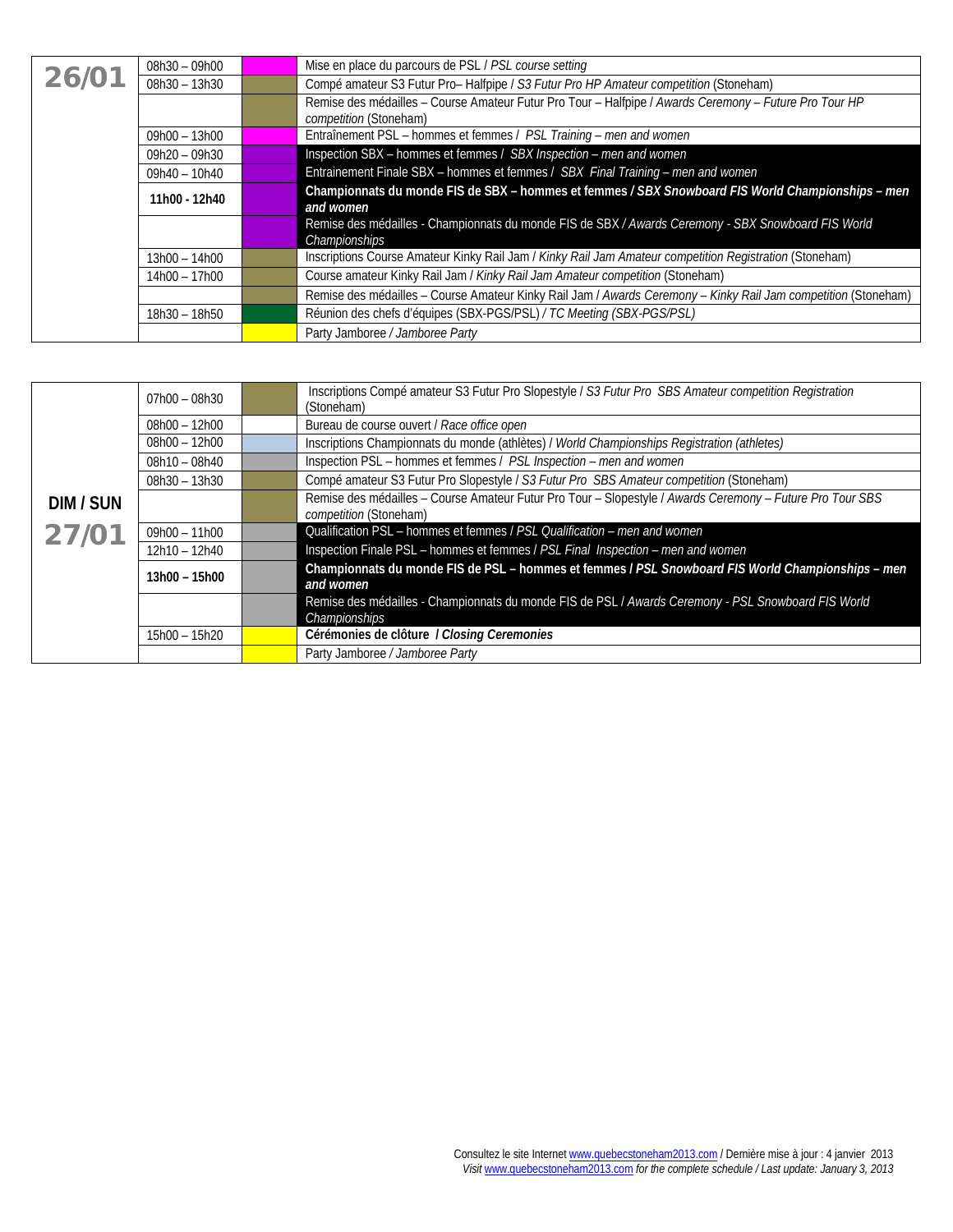| | | | |
|---|---|---|---|
| **26/01** | 08h30 – 09h00 | | Mise en place du parcours de PSL / *PSL course setting* |
| | 08h30 – 13h30 | | Compé amateur S3 Futur Pro– Halfpipe / *S3 Futur Pro HP Amateur competition* (Stoneham) |
| | | | Remise des médailles – Course Amateur Futur Pro Tour – Halfpipe / *Awards Ceremony – Future Pro Tour HP competition* (Stoneham) |
| | 09h00 – 13h00 | | Entraînement PSL – hommes et femmes / *PSL Training – men and women* |
| | 09h20 – 09h30 | | Inspection SBX – hommes et femmes / *SBX Inspection – men and women* |
| | 09h40 – 10h40 | | Entrainement Finale SBX – hommes et femmes / *SBX Final Training – men and women* |
| | **11h00 - 12h40** | | **Championnats du monde FIS de SBX – hommes et femmes / *SBX Snowboard FIS World Championships – men and women*** |
| | | | Remise des médailles - Championnats du monde FIS de SBX / *Awards Ceremony - SBX Snowboard FIS World Championships* |
| | 13h00 – 14h00 | | Inscriptions Course Amateur Kinky Rail Jam / *Kinky Rail Jam Amateur competition Registration* (Stoneham) |
| | 14h00 – 17h00 | | Course amateur Kinky Rail Jam / *Kinky Rail Jam Amateur competition* (Stoneham) |
| | | | Remise des médailles – Course Amateur Kinky Rail Jam / *Awards Ceremony – Kinky Rail Jam competition* (Stoneham) |
| | 18h30 – 18h50 | | Réunion des chefs d'équipes (SBX-PGS/PSL) / *TC Meeting (SBX-PGS/PSL)* |
| | | | Party Jamboree / *Jamboree Party* |

| | | | |
|---|---|---|---|
| **DIM / SUN 27/01** | 07h00 – 08h30 | | Inscriptions Compé amateur S3 Futur Pro Slopestyle / *S3 Futur Pro SBS Amateur competition Registration* (Stoneham) |
| | 08h00 – 12h00 | | Bureau de course ouvert / *Race office open* |
| | 08h00 – 12h00 | | Inscriptions Championnats du monde (athlètes) / *World Championships Registration (athletes)* |
| | 08h10 – 08h40 | | Inspection PSL – hommes et femmes / *PSL Inspection – men and women* |
| | 08h30 – 13h30 | | Compé amateur S3 Futur Pro Slopestyle / *S3 Futur Pro SBS Amateur competition* (Stoneham) |
| | | | Remise des médailles – Course Amateur Futur Pro Tour – Slopestyle / *Awards Ceremony – Future Pro Tour SBS competition* (Stoneham) |
| | 09h00 – 11h00 | | Qualification PSL – hommes et femmes / *PSL Qualification – men and women* |
| | 12h10 – 12h40 | | Inspection Finale PSL – hommes et femmes / *PSL Final Inspection – men and women* |
| | **13h00 – 15h00** | | **Championnats du monde FIS de PSL – hommes et femmes / *PSL Snowboard FIS World Championships – men and women*** |
| | | | Remise des médailles - Championnats du monde FIS de PSL / *Awards Ceremony - PSL Snowboard FIS World Championships* |
| | 15h00 – 15h20 | | **Cérémonies de clôture / *Closing Ceremonies*** |
| | | | Party Jamboree / *Jamboree Party* |

Consultez le site Internet www.quebecstoneham2013.com / Dernière mise à jour : 4 janvier 2013
*Visit www.quebecstoneham2013.com for the complete schedule / Last update: January 3, 2013*